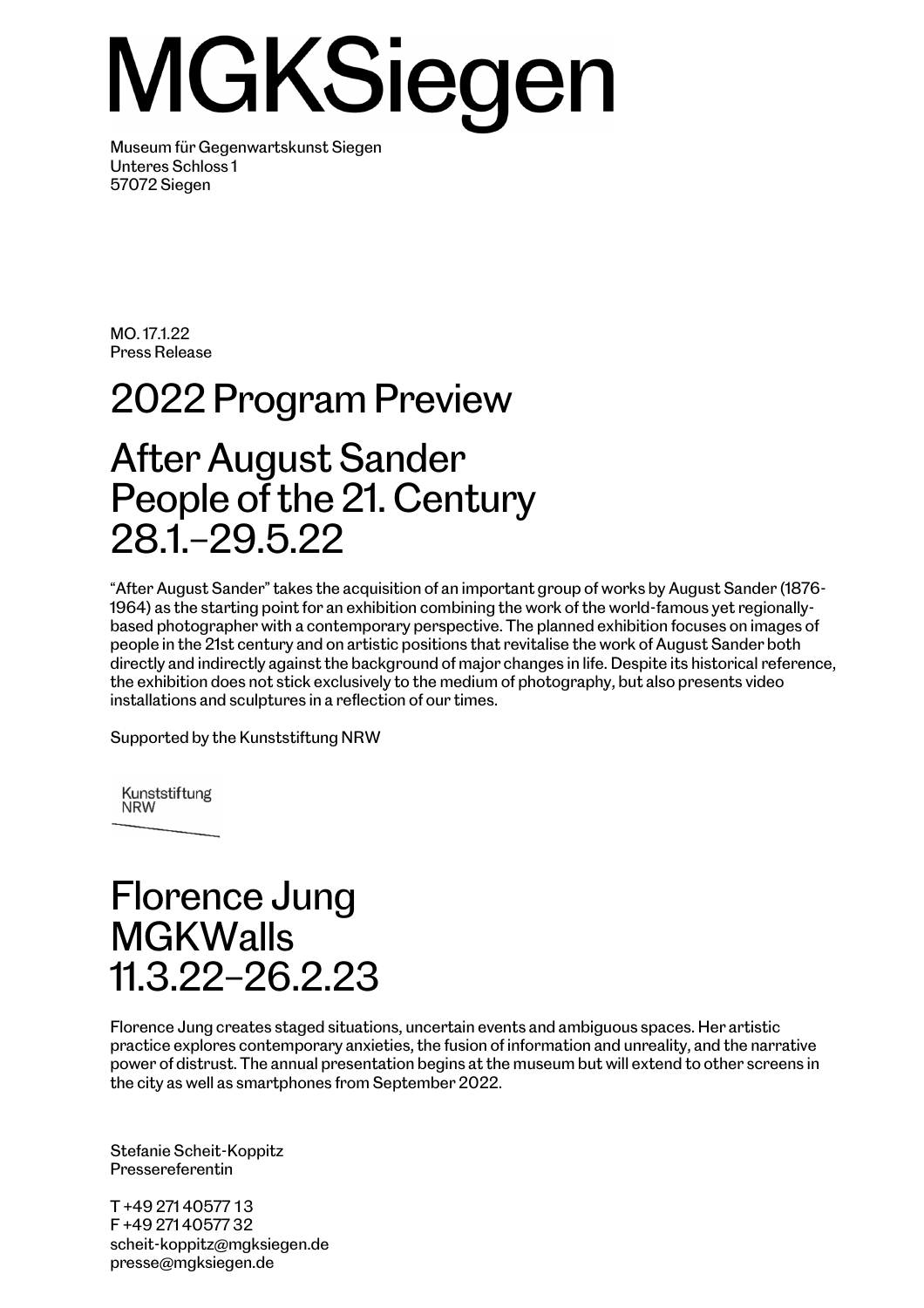# MGKSiegen

Museum für Gegenwartskunst Siegen
Unteres Schloss 1
57072 Siegen

MO. 17.1.22
Press Release

# 2022 Program Preview

## After August Sander
## People of the 21. Century
## 28.1.–29.5.22

"After August Sander" takes the acquisition of an important group of works by August Sander (1876-1964) as the starting point for an exhibition combining the work of the world-famous yet regionally-based photographer with a contemporary perspective. The planned exhibition focuses on images of people in the 21st century and on artistic positions that revitalise the work of August Sander both directly and indirectly against the background of major changes in life. Despite its historical reference, the exhibition does not stick exclusively to the medium of photography, but also presents video installations and sculptures in a reflection of our times.

Supported by the Kunststiftung NRW

Kunststiftung
NRW

## Florence Jung
## MGKWalls
## 11.3.22–26.2.23

Florence Jung creates staged situations, uncertain events and ambiguous spaces. Her artistic practice explores contemporary anxieties, the fusion of information and unreality, and the narrative power of distrust. The annual presentation begins at the museum but will extend to other screens in the city as well as smartphones from September 2022.

Stefanie Scheit-Koppitz
Pressereferentin

T +49 271 40577 13
F +49 271 40577 32
scheit-koppitz@mgksiegen.de
presse@mgksiegen.de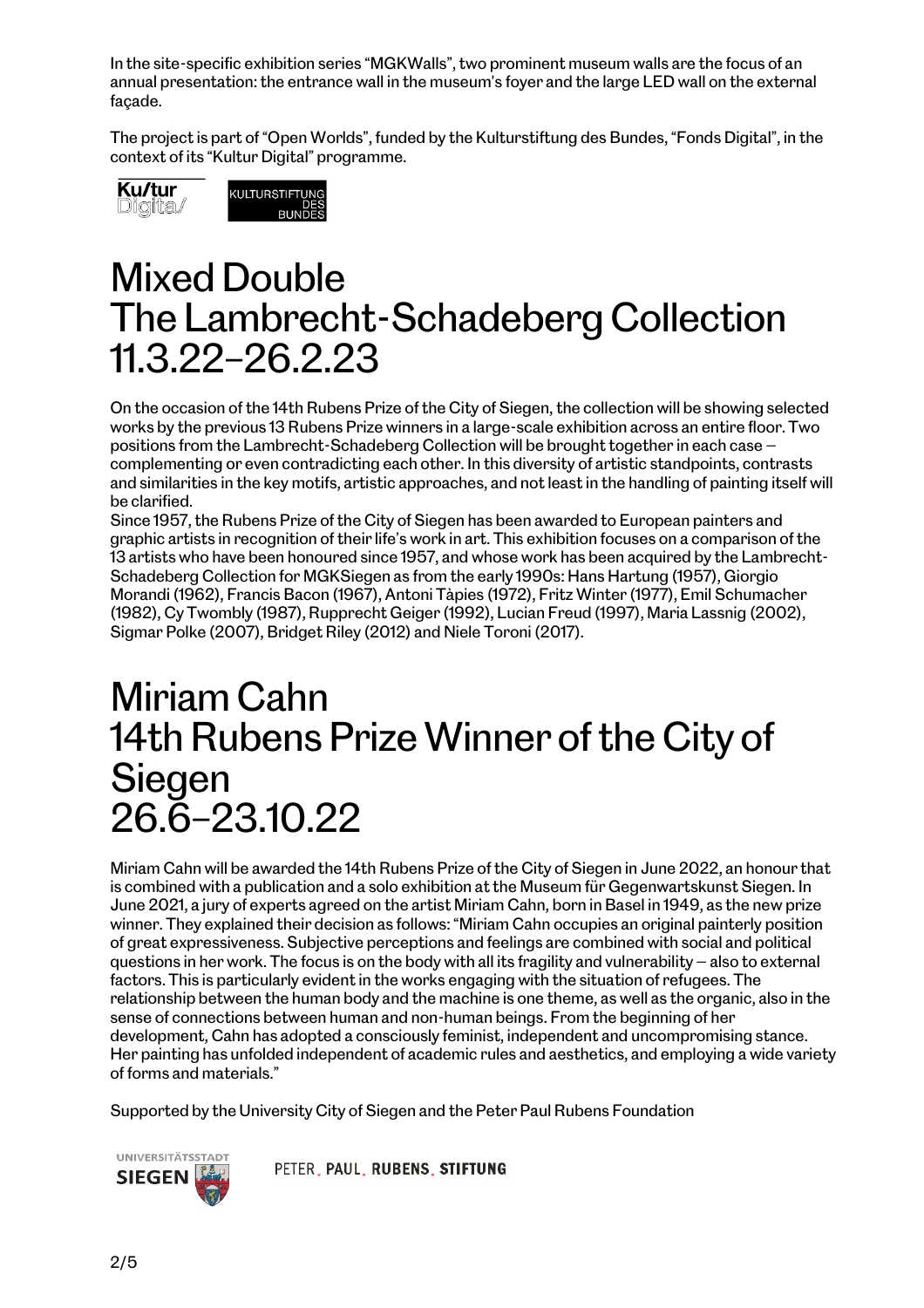In the site-specific exhibition series "MGKWalls", two prominent museum walls are the focus of an annual presentation: the entrance wall in the museum's foyer and the large LED wall on the external façade.

The project is part of "Open Worlds", funded by the Kulturstiftung des Bundes, "Fonds Digital", in the context of its "Kultur Digital" programme.

# Mixed Double
# The Lambrecht-Schadeberg Collection
# 11.3.22–26.2.23

On the occasion of the 14th Rubens Prize of the City of Siegen, the collection will be showing selected works by the previous 13 Rubens Prize winners in a large-scale exhibition across an entire floor. Two positions from the Lambrecht-Schadeberg Collection will be brought together in each case – complementing or even contradicting each other. In this diversity of artistic standpoints, contrasts and similarities in the key motifs, artistic approaches, and not least in the handling of painting itself will be clarified.

Since 1957, the Rubens Prize of the City of Siegen has been awarded to European painters and graphic artists in recognition of their life's work in art. This exhibition focuses on a comparison of the 13 artists who have been honoured since 1957, and whose work has been acquired by the Lambrecht-Schadeberg Collection for MGKSiegen as from the early 1990s: Hans Hartung (1957), Giorgio Morandi (1962), Francis Bacon (1967), Antoni Tàpies (1972), Fritz Winter (1977), Emil Schumacher (1982), Cy Twombly (1987), Rupprecht Geiger (1992), Lucian Freud (1997), Maria Lassnig (2002), Sigmar Polke (2007), Bridget Riley (2012) and Niele Toroni (2017).

# Miriam Cahn
# 14th Rubens Prize Winner of the City of Siegen
# 26.6–23.10.22

Miriam Cahn will be awarded the 14th Rubens Prize of the City of Siegen in June 2022, an honour that is combined with a publication and a solo exhibition at the Museum für Gegenwartskunst Siegen. In June 2021, a jury of experts agreed on the artist Miriam Cahn, born in Basel in 1949, as the new prize winner. They explained their decision as follows: "Miriam Cahn occupies an original painterly position of great expressiveness. Subjective perceptions and feelings are combined with social and political questions in her work. The focus is on the body with all its fragility and vulnerability – also to external factors. This is particularly evident in the works engaging with the situation of refugees. The relationship between the human body and the machine is one theme, as well as the organic, also in the sense of connections between human and non-human beings. From the beginning of her development, Cahn has adopted a consciously feminist, independent and uncompromising stance. Her painting has unfolded independent of academic rules and aesthetics, and employing a wide variety of forms and materials."

Supported by the University City of Siegen and the Peter Paul Rubens Foundation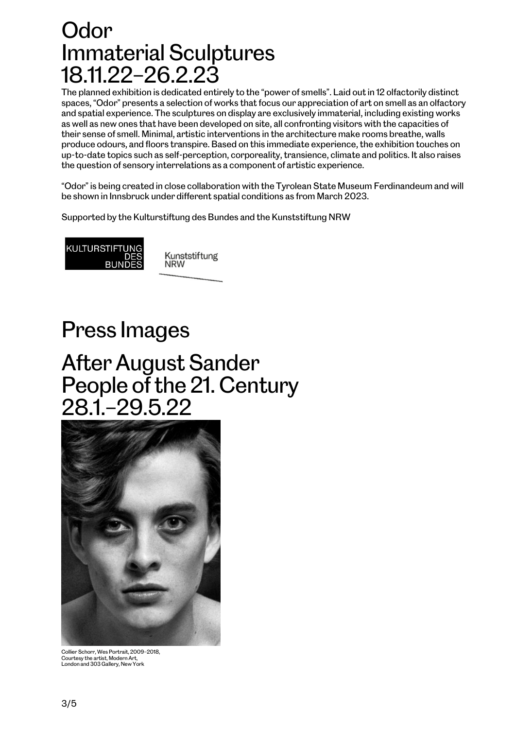# Odor
# Immaterial Sculptures
# 18.11.22–26.2.23

The planned exhibition is dedicated entirely to the "power of smells". Laid out in 12 olfactorily distinct spaces, "Odor" presents a selection of works that focus our appreciation of art on smell as an olfactory and spatial experience. The sculptures on display are exclusively immaterial, including existing works as well as new ones that have been developed on site, all confronting visitors with the capacities of their sense of smell. Minimal, artistic interventions in the architecture make rooms breathe, walls produce odours, and floors transpire. Based on this immediate experience, the exhibition touches on up-to-date topics such as self-perception, corporeality, transience, climate and politics. It also raises the question of sensory interrelations as a component of artistic experience.

"Odor" is being created in close collaboration with the Tyrolean State Museum Ferdinandeum and will be shown in Innsbruck under different spatial conditions as from March 2023.

Supported by the Kulturstiftung des Bundes and the Kunststiftung NRW

KULTURSTIFTUNG DES BUNDES

Kunststiftung NRW

# Press Images

# After August Sander
# People of the 21. Century
# 28.1.–29.5.22

Collier Schorr, Wes Portrait, 2009–2018, Courtesy the artist, Modern Art, London and 303 Gallery, New York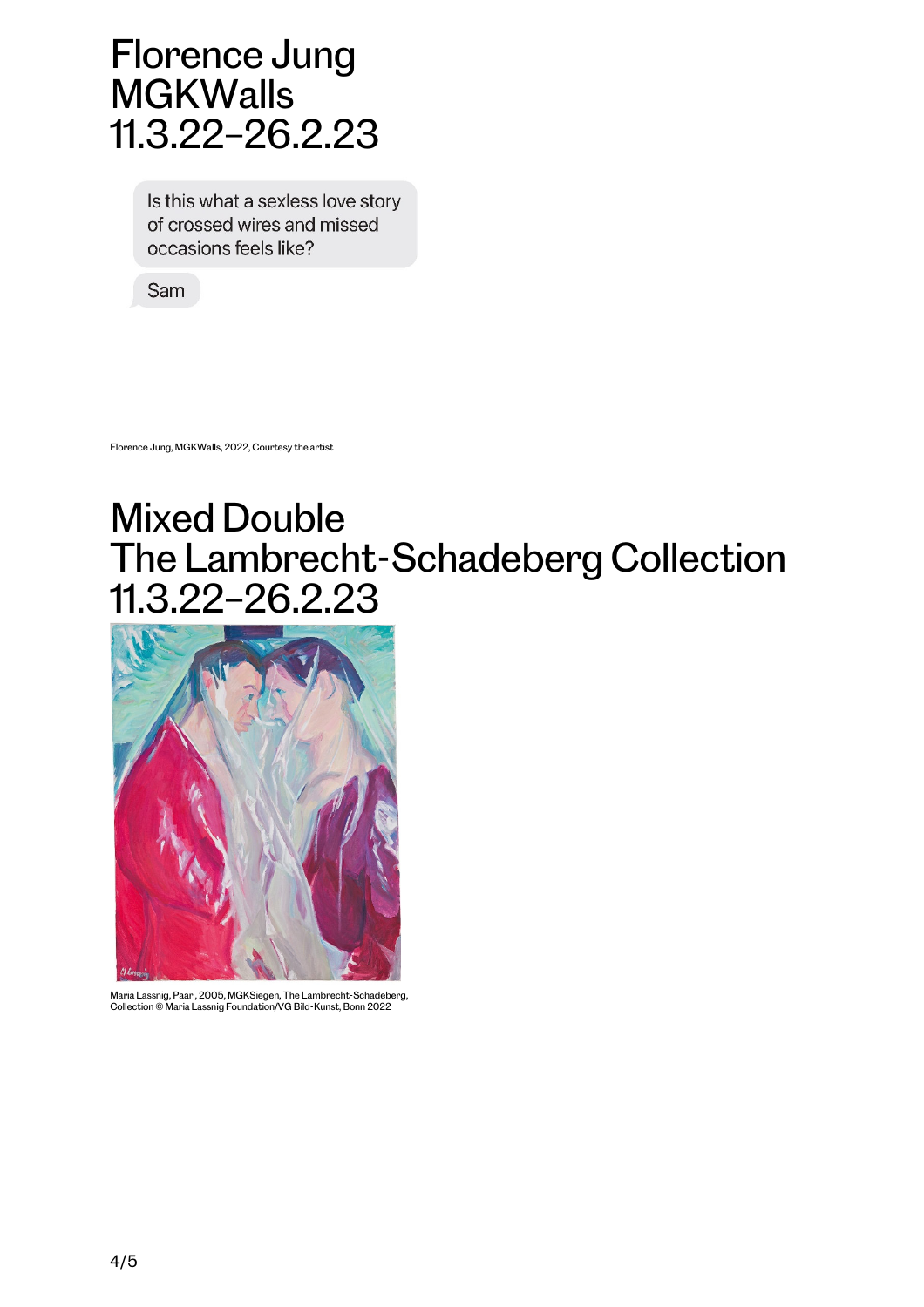# Florence Jung
# MGKWalls
# 11.3.22–26.2.23

Is this what a sexless love story of crossed wires and missed occasions feels like?

Sam

Florence Jung, MGKWalls, 2022, Courtesy the artist

# Mixed Double
# The Lambrecht-Schadeberg Collection
# 11.3.22–26.2.23

Maria Lassnig, Paar , 2005, MGKSiegen, The Lambrecht-Schadeberg, Collection © Maria Lassnig Foundation/VG Bild-Kunst, Bonn 2022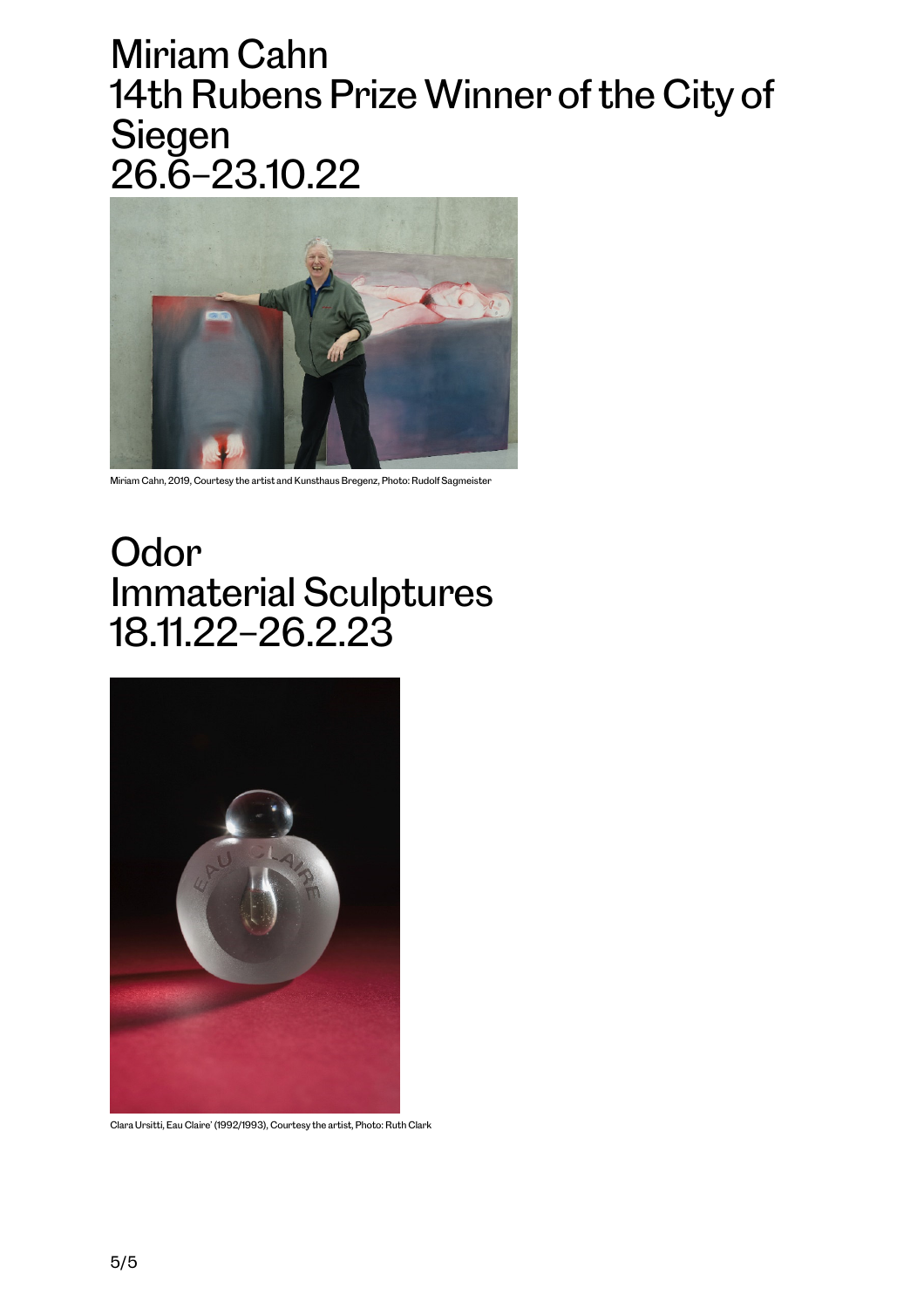# Miriam Cahn
# 14th Rubens Prize Winner of the City of Siegen
# 26.6–23.10.22

Miriam Cahn, 2019, Courtesy the artist and Kunsthaus Bregenz, Photo: Rudolf Sagmeister

# Odor
# Immaterial Sculptures
# 18.11.22–26.2.23

Clara Ursitti, Eau Claire' (1992/1993), Courtesy the artist, Photo: Ruth Clark